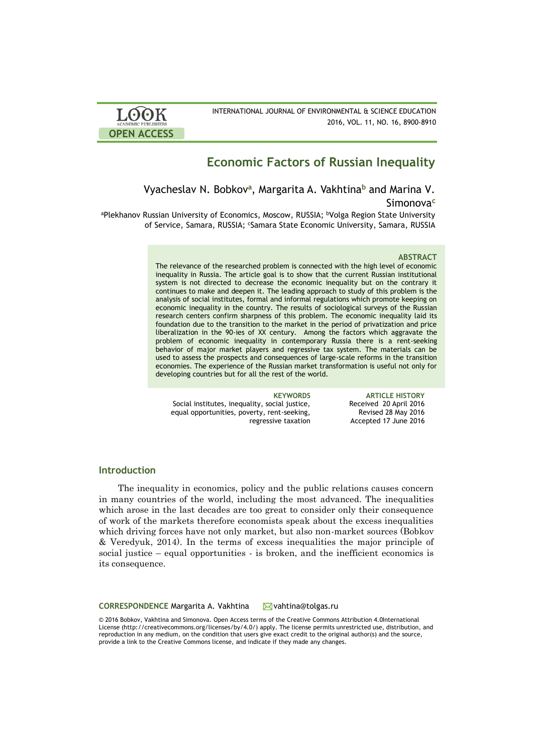# Economic Factors of Russian Inequality

Vyacheslav N. Bobkov[a], Margarita A. Vakhtina[b] and Marina V. Simonova[c]

[a]Plekhanov Russian University of Economics, Moscow, RUSSIA; [b]Volga Region State University of Service, Samara, RUSSIA; [c]Samara State Economic University, Samara, RUSSIA

### ABSTRACT

The relevance of the researched problem is connected with the high level of economic inequality in Russia. The article goal is to show that the current Russian institutional system is not directed to decrease the economic inequality but on the contrary it continues to make and deepen it. The leading approach to study of this problem is the analysis of social institutes, formal and informal regulations which promote keeping on economic inequality in the country. The results of sociological surveys of the Russian research centers confirm sharpness of this problem. The economic inequality laid its foundation due to the transition to the market in the period of privatization and price liberalization in the 90-ies of XX century. Among the factors which aggravate the problem of economic inequality in contemporary Russia there is a rent-seeking behavior of major market players and regressive tax system. The materials can be used to assess the prospects and consequences of large-scale reforms in the transition economies. The experience of the Russian market transformation is useful not only for developing countries but for all the rest of the world.

**KEYWORDS**
Social institutes, inequality, social justice, equal opportunities, poverty, rent-seeking, regressive taxation

**ARTICLE HISTORY**
Received 20 April 2016
Revised 28 May 2016
Accepted 17 June 2016

## Introduction

The inequality in economics, policy and the public relations causes concern in many countries of the world, including the most advanced. The inequalities which arose in the last decades are too great to consider only their consequence of work of the markets therefore economists speak about the excess inequalities which driving forces have not only market, but also non-market sources (Bobkov & Veredyuk, 2014). In the terms of excess inequalities the major principle of social justice – equal opportunities - is broken, and the inefficient economics is its consequence.

**CORRESPONDENCE** Margarita A. Vakhtina vahtina@tolgas.ru

© 2016 Bobkov, Vakhtina and Simonova. Open Access terms of the Creative Commons Attribution 4.0International License (http://creativecommons.org/licenses/by/4.0/) apply. The license permits unrestricted use, distribution, and reproduction in any medium, on the condition that users give exact credit to the original author(s) and the source, provide a link to the Creative Commons license, and indicate if they made any changes.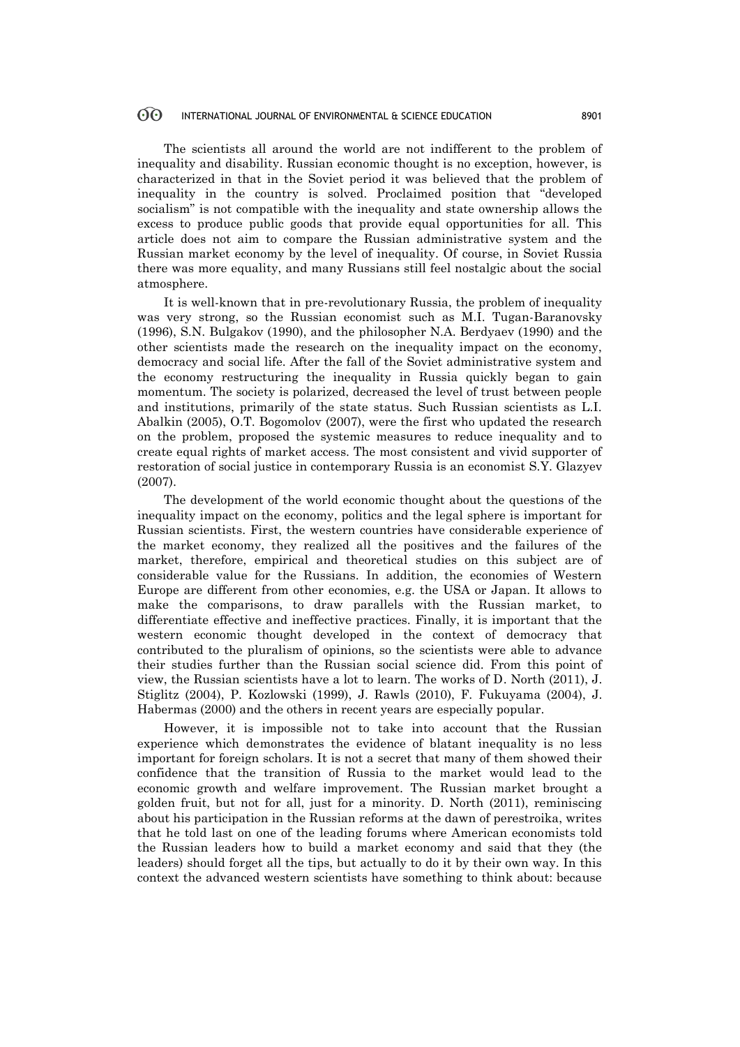The scientists all around the world are not indifferent to the problem of inequality and disability. Russian economic thought is no exception, however, is characterized in that in the Soviet period it was believed that the problem of inequality in the country is solved. Proclaimed position that "developed socialism" is not compatible with the inequality and state ownership allows the excess to produce public goods that provide equal opportunities for all. This article does not aim to compare the Russian administrative system and the Russian market economy by the level of inequality. Of course, in Soviet Russia there was more equality, and many Russians still feel nostalgic about the social atmosphere.

It is well-known that in pre-revolutionary Russia, the problem of inequality was very strong, so the Russian economist such as M.I. Tugan-Baranovsky (1996), S.N. Bulgakov (1990), and the philosopher N.A. Berdyaev (1990) and the other scientists made the research on the inequality impact on the economy, democracy and social life. After the fall of the Soviet administrative system and the economy restructuring the inequality in Russia quickly began to gain momentum. The society is polarized, decreased the level of trust between people and institutions, primarily of the state status. Such Russian scientists as L.I. Abalkin (2005), O.T. Bogomolov (2007), were the first who updated the research on the problem, proposed the systemic measures to reduce inequality and to create equal rights of market access. The most consistent and vivid supporter of restoration of social justice in contemporary Russia is an economist S.Y. Glazyev (2007).

The development of the world economic thought about the questions of the inequality impact on the economy, politics and the legal sphere is important for Russian scientists. First, the western countries have considerable experience of the market economy, they realized all the positives and the failures of the market, therefore, empirical and theoretical studies on this subject are of considerable value for the Russians. In addition, the economies of Western Europe are different from other economies, e.g. the USA or Japan. It allows to make the comparisons, to draw parallels with the Russian market, to differentiate effective and ineffective practices. Finally, it is important that the western economic thought developed in the context of democracy that contributed to the pluralism of opinions, so the scientists were able to advance their studies further than the Russian social science did. From this point of view, the Russian scientists have a lot to learn. The works of D. North (2011), J. Stiglitz (2004), P. Kozlowski (1999), J. Rawls (2010), F. Fukuyama (2004), J. Habermas (2000) and the others in recent years are especially popular.

However, it is impossible not to take into account that the Russian experience which demonstrates the evidence of blatant inequality is no less important for foreign scholars. It is not a secret that many of them showed their confidence that the transition of Russia to the market would lead to the economic growth and welfare improvement. The Russian market brought a golden fruit, but not for all, just for a minority. D. North (2011), reminiscing about his participation in the Russian reforms at the dawn of perestroika, writes that he told last on one of the leading forums where American economists told the Russian leaders how to build a market economy and said that they (the leaders) should forget all the tips, but actually to do it by their own way. In this context the advanced western scientists have something to think about: because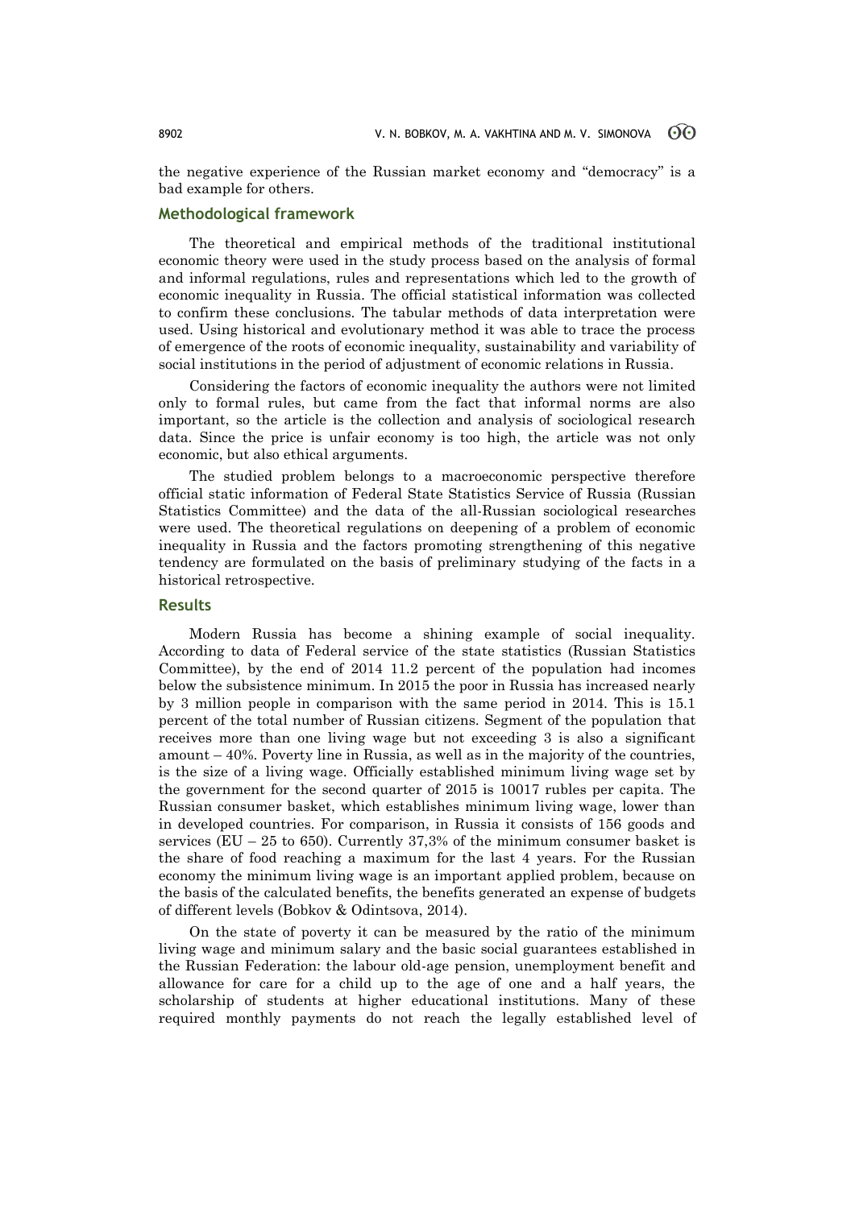the negative experience of the Russian market economy and "democracy" is a bad example for others.

## Methodological framework

The theoretical and empirical methods of the traditional institutional economic theory were used in the study process based on the analysis of formal and informal regulations, rules and representations which led to the growth of economic inequality in Russia. The official statistical information was collected to confirm these conclusions. The tabular methods of data interpretation were used. Using historical and evolutionary method it was able to trace the process of emergence of the roots of economic inequality, sustainability and variability of social institutions in the period of adjustment of economic relations in Russia.

Considering the factors of economic inequality the authors were not limited only to formal rules, but came from the fact that informal norms are also important, so the article is the collection and analysis of sociological research data. Since the price is unfair economy is too high, the article was not only economic, but also ethical arguments.

The studied problem belongs to a macroeconomic perspective therefore official static information of Federal State Statistics Service of Russia (Russian Statistics Committee) and the data of the all-Russian sociological researches were used. The theoretical regulations on deepening of a problem of economic inequality in Russia and the factors promoting strengthening of this negative tendency are formulated on the basis of preliminary studying of the facts in a historical retrospective.

## Results

Modern Russia has become a shining example of social inequality. According to data of Federal service of the state statistics (Russian Statistics Committee), by the end of 2014 11.2 percent of the population had incomes below the subsistence minimum. In 2015 the poor in Russia has increased nearly by 3 million people in comparison with the same period in 2014. This is 15.1 percent of the total number of Russian citizens. Segment of the population that receives more than one living wage but not exceeding 3 is also a significant amount – 40%. Poverty line in Russia, as well as in the majority of the countries, is the size of a living wage. Officially established minimum living wage set by the government for the second quarter of 2015 is 10017 rubles per capita. The Russian consumer basket, which establishes minimum living wage, lower than in developed countries. For comparison, in Russia it consists of 156 goods and services (EU – 25 to 650). Currently 37,3% of the minimum consumer basket is the share of food reaching a maximum for the last 4 years. For the Russian economy the minimum living wage is an important applied problem, because on the basis of the calculated benefits, the benefits generated an expense of budgets of different levels (Bobkov & Odintsova, 2014).

On the state of poverty it can be measured by the ratio of the minimum living wage and minimum salary and the basic social guarantees established in the Russian Federation: the labour old-age pension, unemployment benefit and allowance for care for a child up to the age of one and a half years, the scholarship of students at higher educational institutions. Many of these required monthly payments do not reach the legally established level of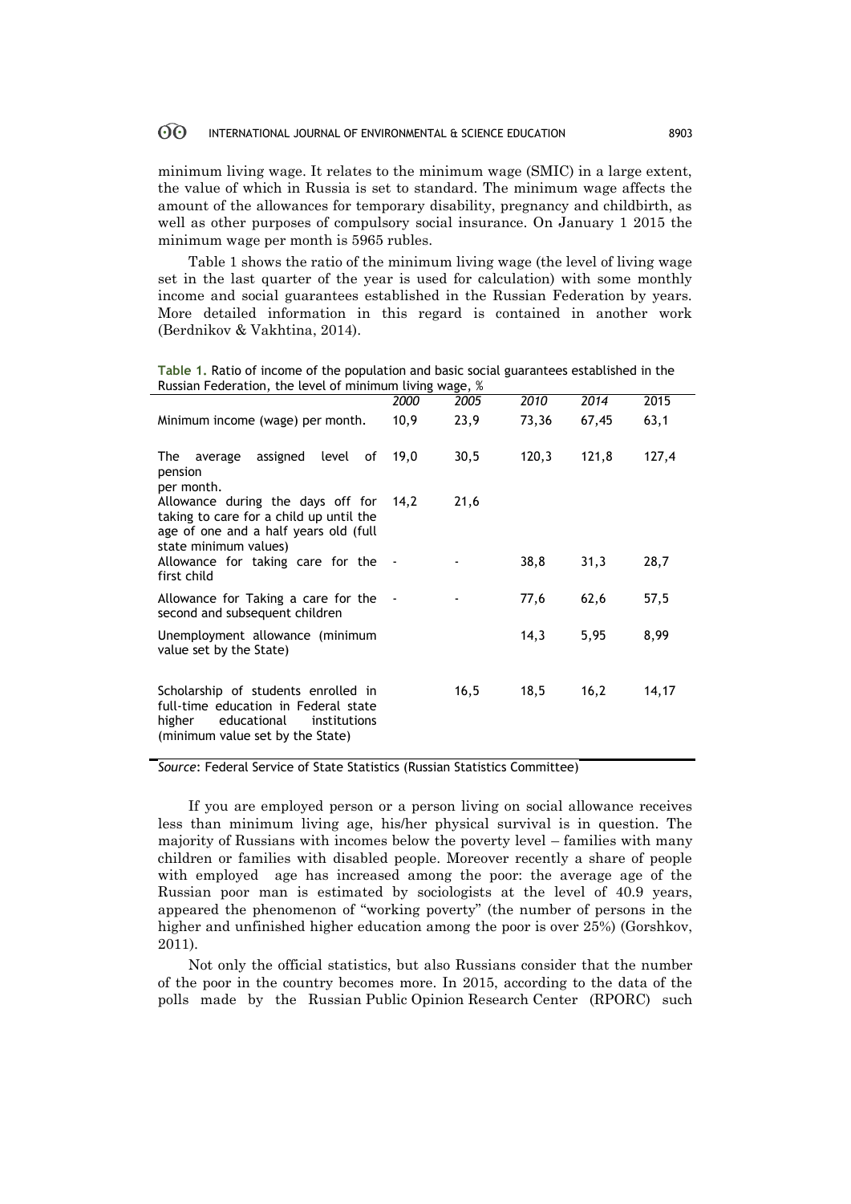minimum living wage. It relates to the minimum wage (SMIC) in a large extent, the value of which in Russia is set to standard. The minimum wage affects the amount of the allowances for temporary disability, pregnancy and childbirth, as well as other purposes of compulsory social insurance. On January 1 2015 the minimum wage per month is 5965 rubles.

Table 1 shows the ratio of the minimum living wage (the level of living wage set in the last quarter of the year is used for calculation) with some monthly income and social guarantees established in the Russian Federation by years. More detailed information in this regard is contained in another work (Berdnikov & Vakhtina, 2014).

**Table 1.** Ratio of income of the population and basic social guarantees established in the Russian Federation, the level of minimum living wage, %

| | *2000* | *2005* | *2010* | *2014* | 2015 |
|---|---|---|---|---|---|
| Minimum income (wage) per month. | 10,9 | 23,9 | 73,36 | 67,45 | 63,1 |
| The average assigned level of pension per month. | 19,0 | 30,5 | 120,3 | 121,8 | 127,4 |
| Allowance during the days off for taking to care for a child up until the age of one and a half years old (full state minimum values) | 14,2 | 21,6 | | | |
| Allowance for taking care for the first child | - | - | 38,8 | 31,3 | 28,7 |
| Allowance for Taking a care for the second and subsequent children | - | - | 77,6 | 62,6 | 57,5 |
| Unemployment allowance (minimum value set by the State) | | | 14,3 | 5,95 | 8,99 |
| Scholarship of students enrolled in full-time education in Federal state higher educational institutions (minimum value set by the State) | | 16,5 | 18,5 | 16,2 | 14,17 |

*Source*: Federal Service of State Statistics (Russian Statistics Committee)

If you are employed person or a person living on social allowance receives less than minimum living age, his/her physical survival is in question. The majority of Russians with incomes below the poverty level – families with many children or families with disabled people. Moreover recently a share of people with employed age has increased among the poor: the average age of the Russian poor man is estimated by sociologists at the level of 40.9 years, appeared the phenomenon of "working poverty" (the number of persons in the higher and unfinished higher education among the poor is over 25%) (Gorshkov, 2011).

Not only the official statistics, but also Russians consider that the number of the poor in the country becomes more. In 2015, according to the data of the polls made by the Russian Public Opinion Research Center (RPORC) such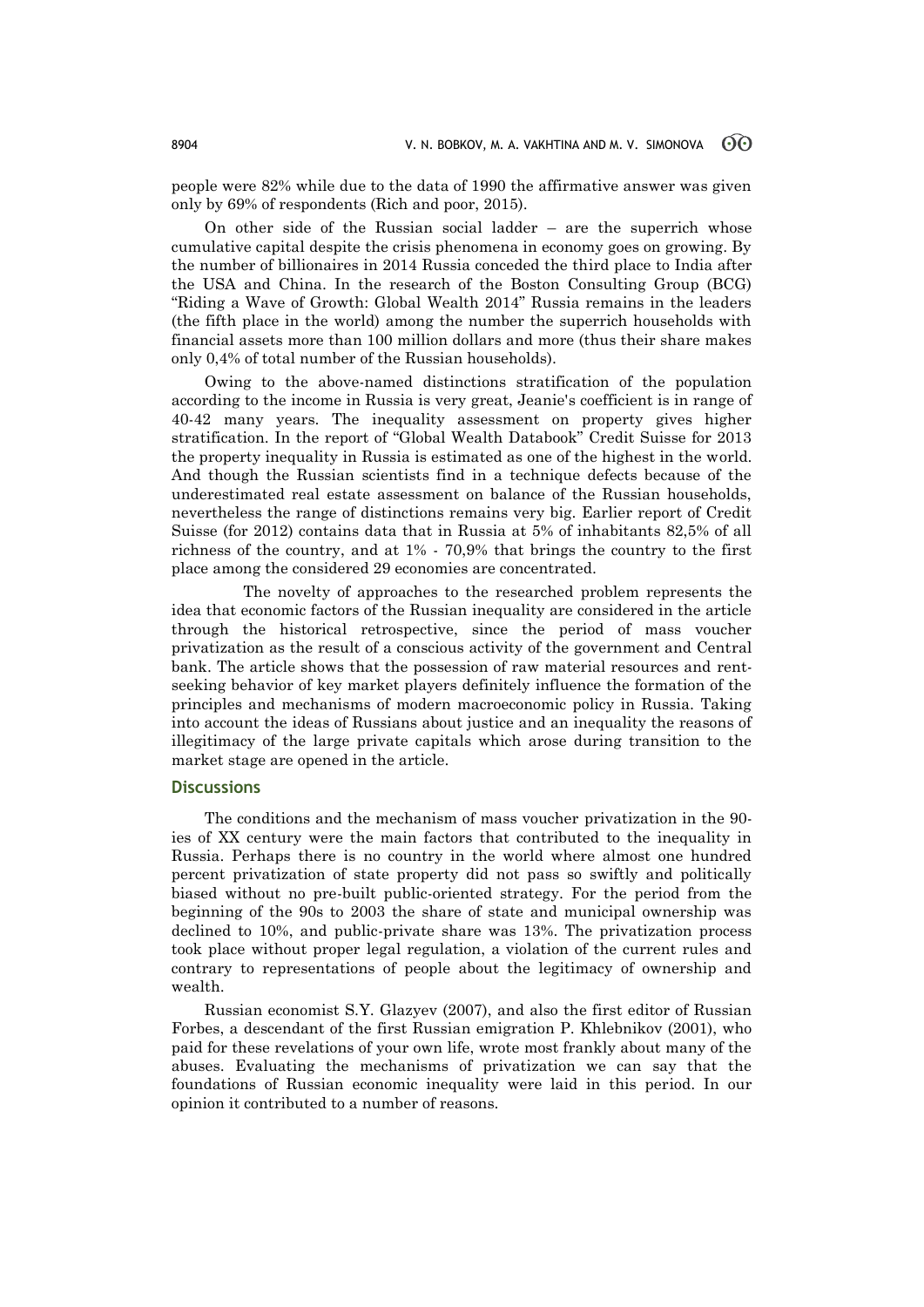people were 82% while due to the data of 1990 the affirmative answer was given only by 69% of respondents (Rich and poor, 2015).

On other side of the Russian social ladder – are the superrich whose cumulative capital despite the crisis phenomena in economy goes on growing. By the number of billionaires in 2014 Russia conceded the third place to India after the USA and China. In the research of the Boston Consulting Group (BCG) "Riding a Wave of Growth: Global Wealth 2014" Russia remains in the leaders (the fifth place in the world) among the number the superrich households with financial assets more than 100 million dollars and more (thus their share makes only 0,4% of total number of the Russian households).

Owing to the above-named distinctions stratification of the population according to the income in Russia is very great, Jeanie's coefficient is in range of 40-42 many years. The inequality assessment on property gives higher stratification. In the report of "Global Wealth Databook" Credit Suisse for 2013 the property inequality in Russia is estimated as one of the highest in the world. And though the Russian scientists find in a technique defects because of the underestimated real estate assessment on balance of the Russian households, nevertheless the range of distinctions remains very big. Earlier report of Credit Suisse (for 2012) contains data that in Russia at 5% of inhabitants 82,5% of all richness of the country, and at 1% - 70,9% that brings the country to the first place among the considered 29 economies are concentrated.

The novelty of approaches to the researched problem represents the idea that economic factors of the Russian inequality are considered in the article through the historical retrospective, since the period of mass voucher privatization as the result of a conscious activity of the government and Central bank. The article shows that the possession of raw material resources and rent-seeking behavior of key market players definitely influence the formation of the principles and mechanisms of modern macroeconomic policy in Russia. Taking into account the ideas of Russians about justice and an inequality the reasons of illegitimacy of the large private capitals which arose during transition to the market stage are opened in the article.

## Discussions

The conditions and the mechanism of mass voucher privatization in the 90-ies of XX century were the main factors that contributed to the inequality in Russia. Perhaps there is no country in the world where almost one hundred percent privatization of state property did not pass so swiftly and politically biased without no pre-built public-oriented strategy. For the period from the beginning of the 90s to 2003 the share of state and municipal ownership was declined to 10%, and public-private share was 13%. The privatization process took place without proper legal regulation, a violation of the current rules and contrary to representations of people about the legitimacy of ownership and wealth.

Russian economist S.Y. Glazyev (2007), and also the first editor of Russian Forbes, a descendant of the first Russian emigration P. Khlebnikov (2001), who paid for these revelations of your own life, wrote most frankly about many of the abuses. Evaluating the mechanisms of privatization we can say that the foundations of Russian economic inequality were laid in this period. In our opinion it contributed to a number of reasons.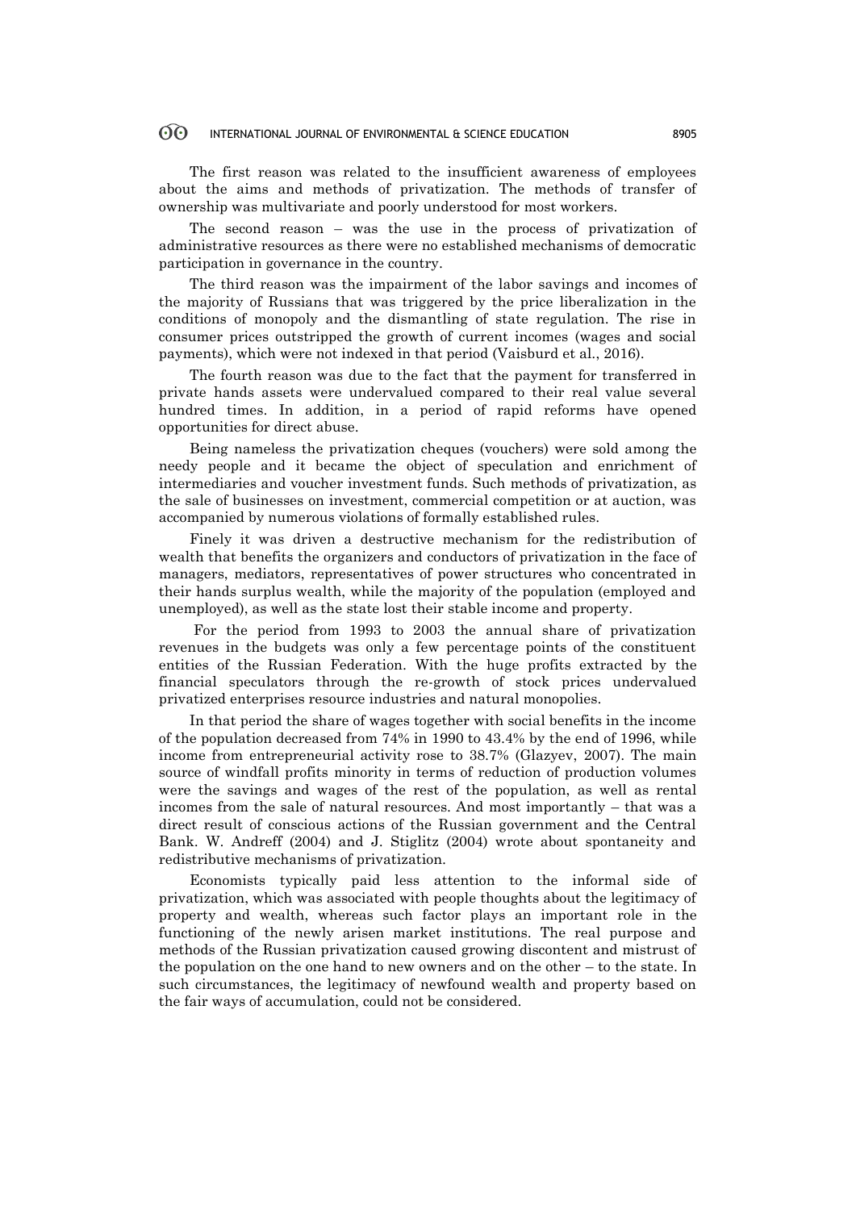The first reason was related to the insufficient awareness of employees about the aims and methods of privatization. The methods of transfer of ownership was multivariate and poorly understood for most workers.

The second reason – was the use in the process of privatization of administrative resources as there were no established mechanisms of democratic participation in governance in the country.

The third reason was the impairment of the labor savings and incomes of the majority of Russians that was triggered by the price liberalization in the conditions of monopoly and the dismantling of state regulation. The rise in consumer prices outstripped the growth of current incomes (wages and social payments), which were not indexed in that period (Vaisburd et al., 2016).

The fourth reason was due to the fact that the payment for transferred in private hands assets were undervalued compared to their real value several hundred times. In addition, in a period of rapid reforms have opened opportunities for direct abuse.

Being nameless the privatization cheques (vouchers) were sold among the needy people and it became the object of speculation and enrichment of intermediaries and voucher investment funds. Such methods of privatization, as the sale of businesses on investment, commercial competition or at auction, was accompanied by numerous violations of formally established rules.

Finely it was driven a destructive mechanism for the redistribution of wealth that benefits the organizers and conductors of privatization in the face of managers, mediators, representatives of power structures who concentrated in their hands surplus wealth, while the majority of the population (employed and unemployed), as well as the state lost their stable income and property.

For the period from 1993 to 2003 the annual share of privatization revenues in the budgets was only a few percentage points of the constituent entities of the Russian Federation. With the huge profits extracted by the financial speculators through the re-growth of stock prices undervalued privatized enterprises resource industries and natural monopolies.

In that period the share of wages together with social benefits in the income of the population decreased from 74% in 1990 to 43.4% by the end of 1996, while income from entrepreneurial activity rose to 38.7% (Glazyev, 2007). The main source of windfall profits minority in terms of reduction of production volumes were the savings and wages of the rest of the population, as well as rental incomes from the sale of natural resources. And most importantly – that was a direct result of conscious actions of the Russian government and the Central Bank. W. Andreff (2004) and J. Stiglitz (2004) wrote about spontaneity and redistributive mechanisms of privatization.

Economists typically paid less attention to the informal side of privatization, which was associated with people thoughts about the legitimacy of property and wealth, whereas such factor plays an important role in the functioning of the newly arisen market institutions. The real purpose and methods of the Russian privatization caused growing discontent and mistrust of the population on the one hand to new owners and on the other – to the state. In such circumstances, the legitimacy of newfound wealth and property based on the fair ways of accumulation, could not be considered.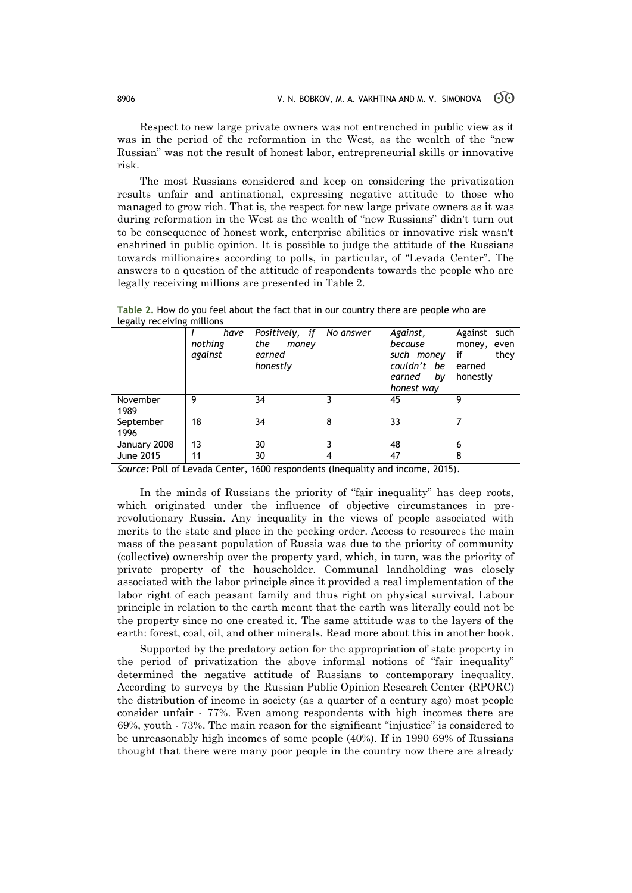Respect to new large private owners was not entrenched in public view as it was in the period of the reformation in the West, as the wealth of the "new Russian" was not the result of honest labor, entrepreneurial skills or innovative risk.

The most Russians considered and keep on considering the privatization results unfair and antinational, expressing negative attitude to those who managed to grow rich. That is, the respect for new large private owners as it was during reformation in the West as the wealth of "new Russians" didn't turn out to be consequence of honest work, enterprise abilities or innovative risk wasn't enshrined in public opinion. It is possible to judge the attitude of the Russians towards millionaires according to polls, in particular, of "Levada Center". The answers to a question of the attitude of respondents towards the people who are legally receiving millions are presented in Table 2.

**Table 2.** How do you feel about the fact that in our country there are people who are legally receiving millions

| | *I have nothing against* | *Positively, if the money earned honestly* | *No answer* | *Against, because such money couldn't be earned by honest way* | Against such money, even if they earned honestly |
|---|---|---|---|---|---|
| November 1989 | 9 | 34 | 3 | 45 | 9 |
| September 1996 | 18 | 34 | 8 | 33 | 7 |
| January 2008 | 13 | 30 | 3 | 48 | 6 |
| June 2015 | 11 | 30 | 4 | 47 | 8 |

*Source:* Poll of Levada Center, 1600 respondents (Inequality and income, 2015).

In the minds of Russians the priority of "fair inequality" has deep roots, which originated under the influence of objective circumstances in pre-revolutionary Russia. Any inequality in the views of people associated with merits to the state and place in the pecking order. Access to resources the main mass of the peasant population of Russia was due to the priority of community (collective) ownership over the property yard, which, in turn, was the priority of private property of the householder. Communal landholding was closely associated with the labor principle since it provided a real implementation of the labor right of each peasant family and thus right on physical survival. Labour principle in relation to the earth meant that the earth was literally could not be the property since no one created it. The same attitude was to the layers of the earth: forest, coal, oil, and other minerals. Read more about this in another book.

Supported by the predatory action for the appropriation of state property in the period of privatization the above informal notions of "fair inequality" determined the negative attitude of Russians to contemporary inequality. According to surveys by the Russian Public Opinion Research Center (RPORC) the distribution of income in society (as a quarter of a century ago) most people consider unfair - 77%. Even among respondents with high incomes there are 69%, youth - 73%. The main reason for the significant "injustice" is considered to be unreasonably high incomes of some people (40%). If in 1990 69% of Russians thought that there were many poor people in the country now there are already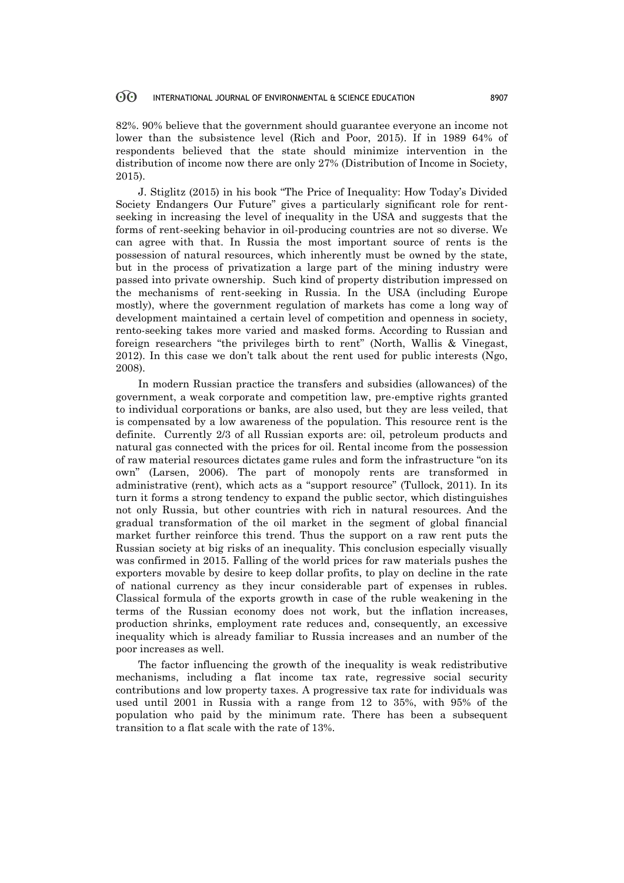82%. 90% believe that the government should guarantee everyone an income not lower than the subsistence level (Rich and Poor, 2015). If in 1989 64% of respondents believed that the state should minimize intervention in the distribution of income now there are only 27% (Distribution of Income in Society, 2015).

J. Stiglitz (2015) in his book "The Price of Inequality: How Today's Divided Society Endangers Our Future" gives a particularly significant role for rent-seeking in increasing the level of inequality in the USA and suggests that the forms of rent-seeking behavior in oil-producing countries are not so diverse. We can agree with that. In Russia the most important source of rents is the possession of natural resources, which inherently must be owned by the state, but in the process of privatization a large part of the mining industry were passed into private ownership. Such kind of property distribution impressed on the mechanisms of rent-seeking in Russia. In the USA (including Europe mostly), where the government regulation of markets has come a long way of development maintained a certain level of competition and openness in society, rento-seeking takes more varied and masked forms. According to Russian and foreign researchers "the privileges birth to rent" (North, Wallis & Vinegast, 2012). In this case we don't talk about the rent used for public interests (Ngo, 2008).

In modern Russian practice the transfers and subsidies (allowances) of the government, a weak corporate and competition law, pre-emptive rights granted to individual corporations or banks, are also used, but they are less veiled, that is compensated by a low awareness of the population. This resource rent is the definite. Currently 2/3 of all Russian exports are: oil, petroleum products and natural gas connected with the prices for oil. Rental income from the possession of raw material resources dictates game rules and form the infrastructure "on its own" (Larsen, 2006). The part of monopoly rents are transformed in administrative (rent), which acts as a "support resource" (Tullock, 2011). In its turn it forms a strong tendency to expand the public sector, which distinguishes not only Russia, but other countries with rich in natural resources. And the gradual transformation of the oil market in the segment of global financial market further reinforce this trend. Thus the support on a raw rent puts the Russian society at big risks of an inequality. This conclusion especially visually was confirmed in 2015. Falling of the world prices for raw materials pushes the exporters movable by desire to keep dollar profits, to play on decline in the rate of national currency as they incur considerable part of expenses in rubles. Classical formula of the exports growth in case of the ruble weakening in the terms of the Russian economy does not work, but the inflation increases, production shrinks, employment rate reduces and, consequently, an excessive inequality which is already familiar to Russia increases and an number of the poor increases as well.

The factor influencing the growth of the inequality is weak redistributive mechanisms, including a flat income tax rate, regressive social security contributions and low property taxes. A progressive tax rate for individuals was used until 2001 in Russia with a range from 12 to 35%, with 95% of the population who paid by the minimum rate. There has been a subsequent transition to a flat scale with the rate of 13%.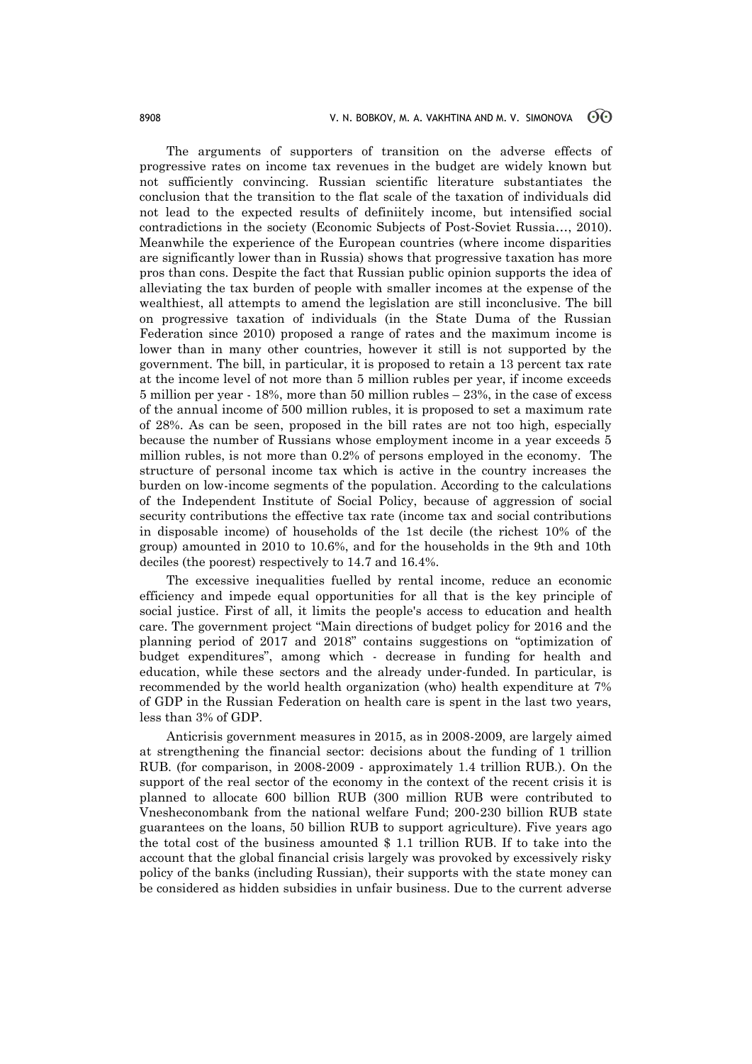The arguments of supporters of transition on the adverse effects of progressive rates on income tax revenues in the budget are widely known but not sufficiently convincing. Russian scientific literature substantiates the conclusion that the transition to the flat scale of the taxation of individuals did not lead to the expected results of definiitely income, but intensified social contradictions in the society (Economic Subjects of Post-Soviet Russia…, 2010). Meanwhile the experience of the European countries (where income disparities are significantly lower than in Russia) shows that progressive taxation has more pros than cons. Despite the fact that Russian public opinion supports the idea of alleviating the tax burden of people with smaller incomes at the expense of the wealthiest, all attempts to amend the legislation are still inconclusive. The bill on progressive taxation of individuals (in the State Duma of the Russian Federation since 2010) proposed a range of rates and the maximum income is lower than in many other countries, however it still is not supported by the government. The bill, in particular, it is proposed to retain a 13 percent tax rate at the income level of not more than 5 million rubles per year, if income exceeds 5 million per year - 18%, more than 50 million rubles – 23%, in the case of excess of the annual income of 500 million rubles, it is proposed to set a maximum rate of 28%. As can be seen, proposed in the bill rates are not too high, especially because the number of Russians whose employment income in a year exceeds 5 million rubles, is not more than 0.2% of persons employed in the economy. The structure of personal income tax which is active in the country increases the burden on low-income segments of the population. According to the calculations of the Independent Institute of Social Policy, because of aggression of social security contributions the effective tax rate (income tax and social contributions in disposable income) of households of the 1st decile (the richest 10% of the group) amounted in 2010 to 10.6%, and for the households in the 9th and 10th deciles (the poorest) respectively to 14.7 and 16.4%.

The excessive inequalities fuelled by rental income, reduce an economic efficiency and impede equal opportunities for all that is the key principle of social justice. First of all, it limits the people's access to education and health care. The government project "Main directions of budget policy for 2016 and the planning period of 2017 and 2018" contains suggestions on "optimization of budget expenditures", among which - decrease in funding for health and education, while these sectors and the already under-funded. In particular, is recommended by the world health organization (who) health expenditure at 7% of GDP in the Russian Federation on health care is spent in the last two years, less than 3% of GDP.

Anticrisis government measures in 2015, as in 2008-2009, are largely aimed at strengthening the financial sector: decisions about the funding of 1 trillion RUB. (for comparison, in 2008-2009 - approximately 1.4 trillion RUB.). On the support of the real sector of the economy in the context of the recent crisis it is planned to allocate 600 billion RUB (300 million RUB were contributed to Vnesheconombank from the national welfare Fund; 200-230 billion RUB state guarantees on the loans, 50 billion RUB to support agriculture). Five years ago the total cost of the business amounted $ 1.1 trillion RUB. If to take into the account that the global financial crisis largely was provoked by excessively risky policy of the banks (including Russian), their supports with the state money can be considered as hidden subsidies in unfair business. Due to the current adverse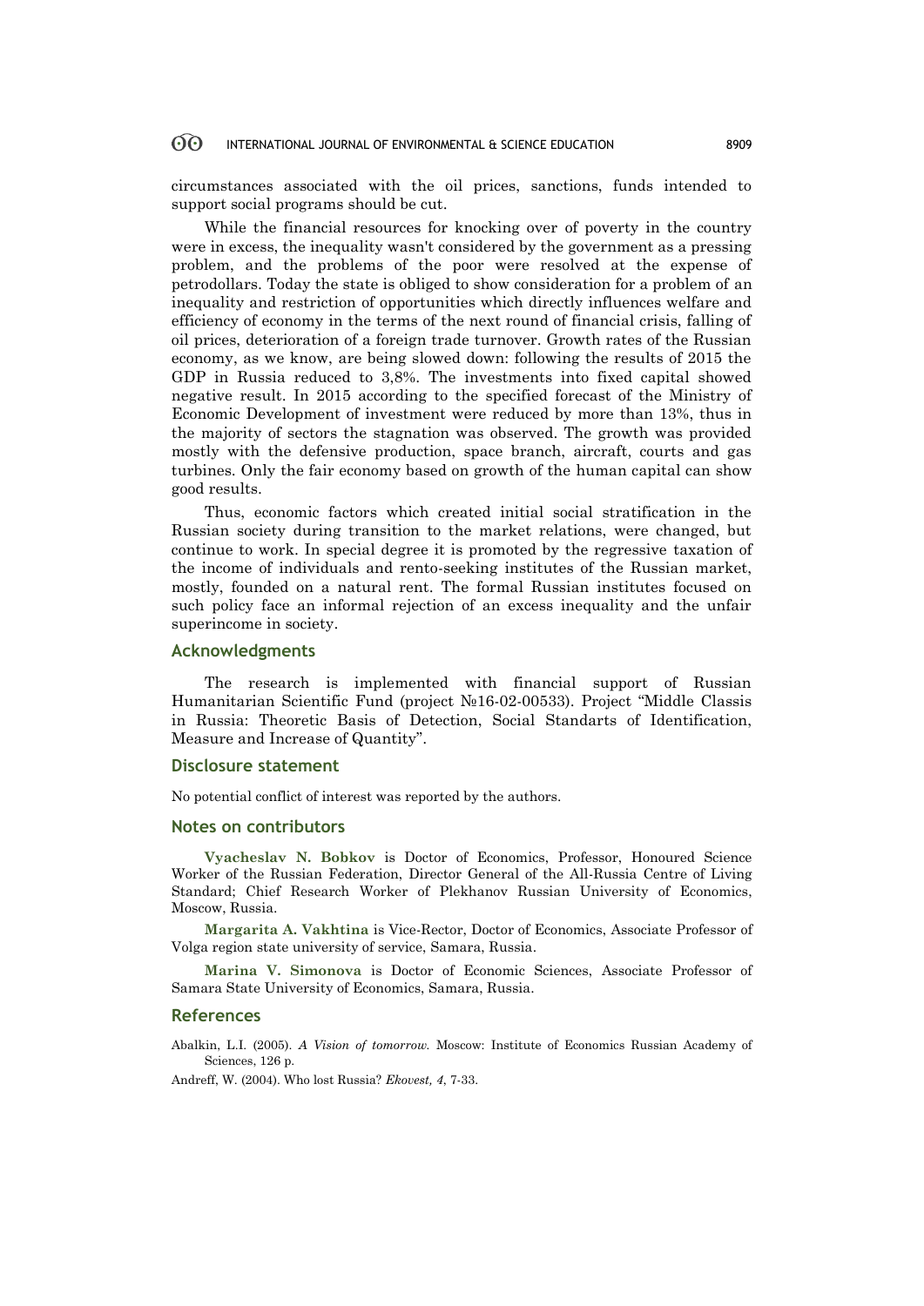circumstances associated with the oil prices, sanctions, funds intended to support social programs should be cut.

While the financial resources for knocking over of poverty in the country were in excess, the inequality wasn't considered by the government as a pressing problem, and the problems of the poor were resolved at the expense of petrodollars. Today the state is obliged to show consideration for a problem of an inequality and restriction of opportunities which directly influences welfare and efficiency of economy in the terms of the next round of financial crisis, falling of oil prices, deterioration of a foreign trade turnover. Growth rates of the Russian economy, as we know, are being slowed down: following the results of 2015 the GDP in Russia reduced to 3,8%. The investments into fixed capital showed negative result. In 2015 according to the specified forecast of the Ministry of Economic Development of investment were reduced by more than 13%, thus in the majority of sectors the stagnation was observed. The growth was provided mostly with the defensive production, space branch, aircraft, courts and gas turbines. Only the fair economy based on growth of the human capital can show good results.

Thus, economic factors which created initial social stratification in the Russian society during transition to the market relations, were changed, but continue to work. In special degree it is promoted by the regressive taxation of the income of individuals and rento-seeking institutes of the Russian market, mostly, founded on a natural rent. The formal Russian institutes focused on such policy face an informal rejection of an excess inequality and the unfair superincome in society.

## Acknowledgments

The research is implemented with financial support of Russian Humanitarian Scientific Fund (project №16-02-00533). Project "Middle Classis in Russia: Theoretic Basis of Detection, Social Standarts of Identification, Measure and Increase of Quantity".

## Disclosure statement

No potential conflict of interest was reported by the authors.

## Notes on contributors

**Vyacheslav N. Bobkov** is Doctor of Economics, Professor, Honoured Science Worker of the Russian Federation, Director General of the All-Russia Centre of Living Standard; Chief Research Worker of Plekhanov Russian University of Economics, Moscow, Russia.

**Margarita A. Vakhtina** is Vice-Rector, Doctor of Economics, Associate Professor of Volga region state university of service, Samara, Russia.

**Marina V. Simonova** is Doctor of Economic Sciences, Associate Professor of Samara State University of Economics, Samara, Russia.

## References

Abalkin, L.I. (2005). *A Vision of tomorrow.* Moscow: Institute of Economics Russian Academy of Sciences, 126 p.

Andreff, W. (2004). Who lost Russia? *Ekovest, 4*, 7-33.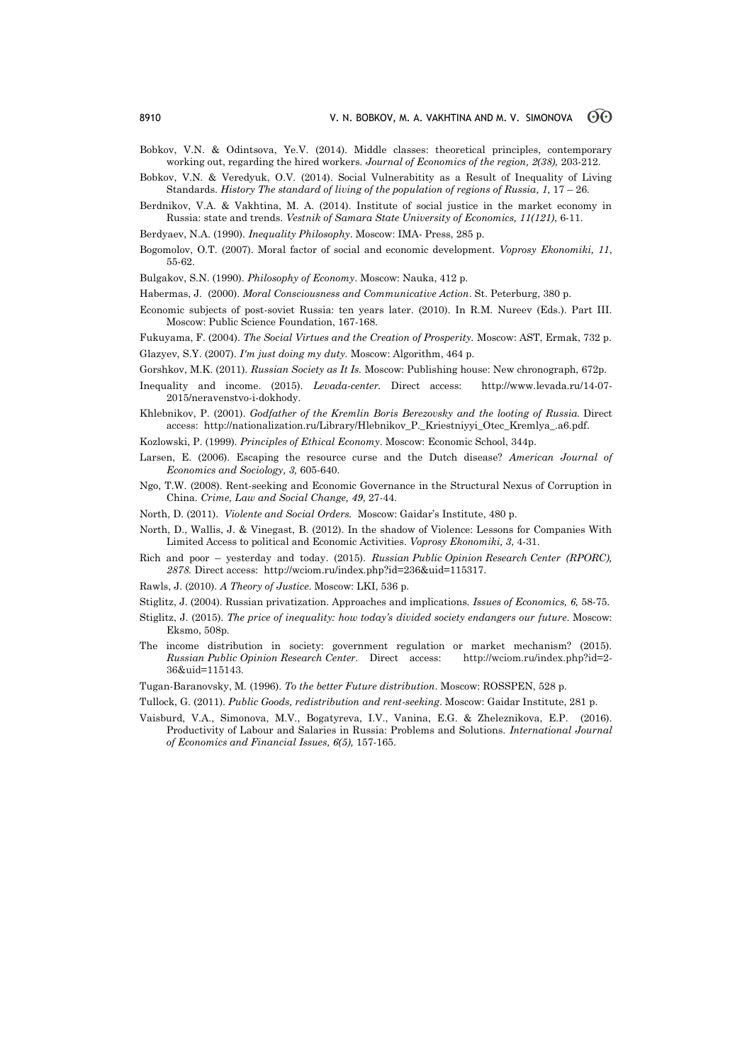Bobkov, V.N. & Odintsova, Ye.V. (2014). Middle classes: theoretical principles, contemporary working out, regarding the hired workers. *Journal of Economics of the region, 2(38),* 203-212.

Bobkov, V.N. & Veredyuk, O.V. (2014). Social Vulnerabitity as a Result of Inequality of Living Standards. *History The standard of living of the population of regions of Russia, 1,* 17 – 26.

Berdnikov, V.A. & Vakhtina, M. A. (2014). Institute of social justice in the market economy in Russia: state and trends. *Vestnik of Samara State University of Economics, 11(121)*, 6-11.

Berdyaev, N.A. (1990). *Inequality Philosophy*. Moscow: IMA- Press, 285 p.

Bogomolov, O.T. (2007). Moral factor of social and economic development. *Voprosy Ekonomiki, 11*, 55-62.

Bulgakov, S.N. (1990). *Philosophy of Economy*. Moscow: Nauka, 412 p.

Habermas, J. (2000). *Moral Consciousness and Communicative Action*. St. Peterburg, 380 p.

Economic subjects of post-soviet Russia: ten years later. (2010). In R.M. Nureev (Eds.). Part III. Moscow: Public Science Foundation, 167-168.

Fukuyama, F. (2004). *The Social Virtues and the Creation of Prosperity*. Moscow: AST, Ermak, 732 p.

Glazyev, S.Y. (2007). *I'm just doing my duty*. Moscow: Algorithm, 464 p.

Gorshkov, M.K. (2011). *Russian Society as It Is*. Moscow: Publishing house: New chronograph, 672p.

Inequality and income. (2015). *Levada-center.* Direct access: http://www.levada.ru/14-07-2015/neravenstvo-i-dokhody.

Khlebnikov, P. (2001). *Godfather of the Kremlin Boris Berezovsky and the looting of Russia.* Direct access: http://nationalization.ru/Library/Hlebnikov_P._Kriestniyyi_Otec_Kremlya_.a6.pdf.

Kozlowski, P. (1999). *Principles of Ethical Economy*. Moscow: Economic School, 344p.

Larsen, E. (2006). Escaping the resource curse and the Dutch disease? *American Journal of Economics and Sociology, 3,* 605-640.

Ngo, T.W. (2008). Rent-seeking and Economic Governance in the Structural Nexus of Corruption in China. *Crime, Law and Social Change, 49*, 27-44.

North, D. (2011). *Violente and Social Orders.* Moscow: Gaidar's Institute, 480 p.

North, D., Wallis, J. & Vinegast, B. (2012). In the shadow of Violence: Lessons for Companies With Limited Access to political and Economic Activities. *Voprosy Ekonomiki, 3*, 4-31.

Rich and poor – yesterday and today. (2015). *Russian Public Opinion Research Center (RPORC), 2878.* Direct access: http://wciom.ru/index.php?id=236&uid=115317.

Rawls, J. (2010). *A Theory of Justice*. Moscow: LKI, 536 p.

Stiglitz, J. (2004). Russian privatization. Approaches and implications. *Issues of Economics, 6,* 58-75.

Stiglitz, J. (2015). *The price of inequality: how today's divided society endangers our future*. Moscow: Eksmo, 508p.

The income distribution in society: government regulation or market mechanism? (2015). *Russian Public Opinion Research Center*. Direct access: http://wciom.ru/index.php?id=2-36&uid=115143.

Tugan-Baranovsky, M. (1996). *To the better Future distribution*. Moscow: ROSSPEN, 528 p.

Tullock, G. (2011). *Public Goods, redistribution and rent-seeking*. Moscow: Gaidar Institute, 281 p.

Vaisburd, V.A., Simonova, M.V., Bogatyreva, I.V., Vanina, E.G. & Zheleznikova, E.P. (2016). Productivity of Labour and Salaries in Russia: Problems and Solutions. *International Journal of Economics and Financial Issues, 6(5),* 157-165.